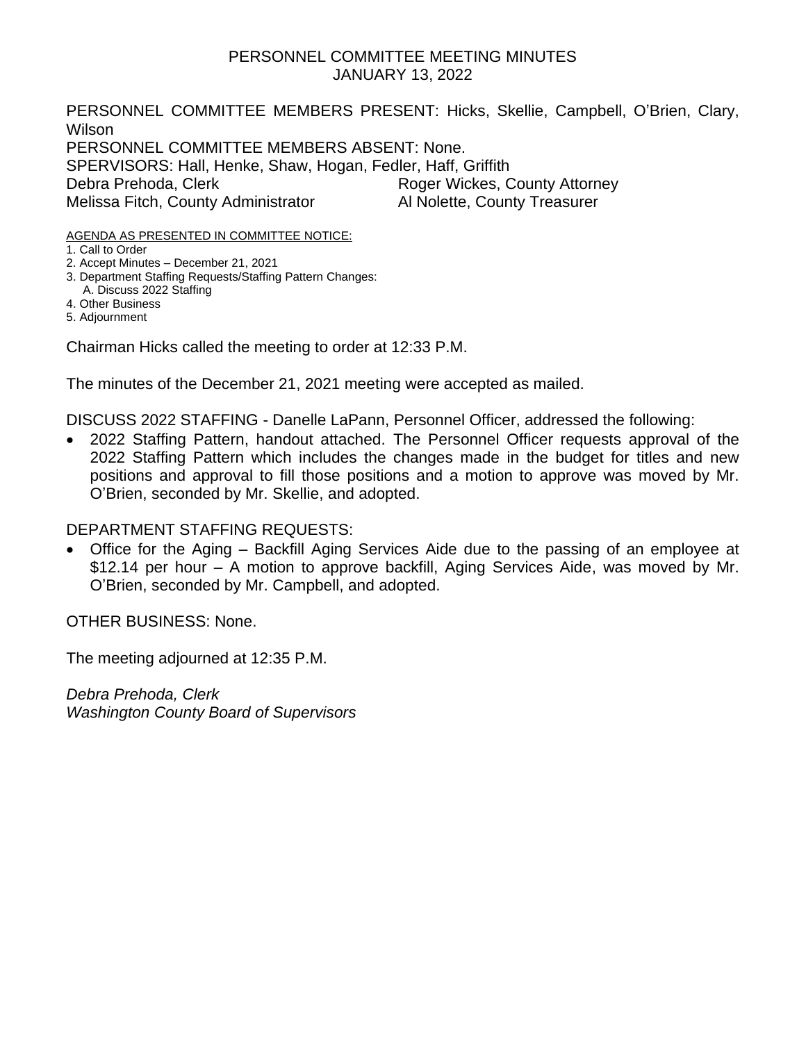# PERSONNEL COMMITTEE MEETING MINUTES
## JANUARY 13, 2022

PERSONNEL COMMITTEE MEMBERS PRESENT: Hicks, Skellie, Campbell, O'Brien, Clary, Wilson
PERSONNEL COMMITTEE MEMBERS ABSENT: None.
SPERVISORS: Hall, Henke, Shaw, Hogan, Fedler, Haff, Griffith
Debra Prehoda, Clerk — Roger Wickes, County Attorney
Melissa Fitch, County Administrator — Al Nolette, County Treasurer

AGENDA AS PRESENTED IN COMMITTEE NOTICE:

1. Call to Order
2. Accept Minutes – December 21, 2021
3. Department Staffing Requests/Staffing Pattern Changes:
   A. Discuss 2022 Staffing
4. Other Business
5. Adjournment

Chairman Hicks called the meeting to order at 12:33 P.M.

The minutes of the December 21, 2021 meeting were accepted as mailed.

DISCUSS 2022 STAFFING - Danelle LaPann, Personnel Officer, addressed the following:

- 2022 Staffing Pattern, handout attached. The Personnel Officer requests approval of the 2022 Staffing Pattern which includes the changes made in the budget for titles and new positions and approval to fill those positions and a motion to approve was moved by Mr. O'Brien, seconded by Mr. Skellie, and adopted.

DEPARTMENT STAFFING REQUESTS:

- Office for the Aging – Backfill Aging Services Aide due to the passing of an employee at $12.14 per hour – A motion to approve backfill, Aging Services Aide, was moved by Mr. O'Brien, seconded by Mr. Campbell, and adopted.

OTHER BUSINESS: None.

The meeting adjourned at 12:35 P.M.

*Debra Prehoda, Clerk*
*Washington County Board of Supervisors*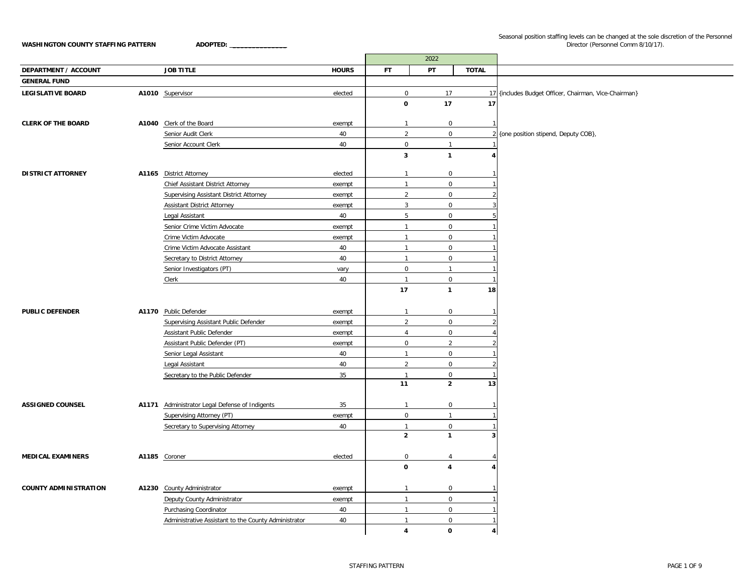**WASHINGTON COUNTY STAFFING PATTERN** **ADOPTED: _______________**

Seasonal position staffing levels can be changed at the sole discretion of the Personnel Director (Personnel Comm 8/10/17).

| DEPARTMENT / ACCOUNT | | JOB TITLE | HOURS | 2022 FT | 2022 PT | 2022 TOTAL | |
|---|---|---|---|---|---|---|---|
| **GENERAL FUND** | | | | | | | |
| **LEGISLATIVE BOARD** | **A1010** | Supervisor | elected | 0 | 17 | 17 | {includes Budget Officer, Chairman, Vice-Chairman} |
| | | | | **0** | **17** | **17** | |
| **CLERK OF THE BOARD** | **A1040** | Clerk of the Board | exempt | 1 | 0 | 1 | |
| | | Senior Audit Clerk | 40 | 2 | 0 | 2 | {one position stipend, Deputy COB}, |
| | | Senior Account Clerk | 40 | 0 | 1 | 1 | |
| | | | | **3** | **1** | **4** | |
| **DISTRICT ATTORNEY** | **A1165** | District Attorney | elected | 1 | 0 | 1 | |
| | | Chief Assistant District Attorney | exempt | 1 | 0 | 1 | |
| | | Supervising Assistant District Attorney | exempt | 2 | 0 | 2 | |
| | | Assistant District Attorney | exempt | 3 | 0 | 3 | |
| | | Legal Assistant | 40 | 5 | 0 | 5 | |
| | | Senior Crime Victim Advocate | exempt | 1 | 0 | 1 | |
| | | Crime Victim Advocate | exempt | 1 | 0 | 1 | |
| | | Crime Victim Advocate Assistant | 40 | 1 | 0 | 1 | |
| | | Secretary to District Attorney | 40 | 1 | 0 | 1 | |
| | | Senior Investigators (PT) | vary | 0 | 1 | 1 | |
| | | Clerk | 40 | 1 | 0 | 1 | |
| | | | | **17** | **1** | **18** | |
| **PUBLIC DEFENDER** | **A1170** | Public Defender | exempt | 1 | 0 | 1 | |
| | | Supervising Assistant Public Defender | exempt | 2 | 0 | 2 | |
| | | Assistant Public Defender | exempt | 4 | 0 | 4 | |
| | | Assistant Public Defender (PT) | exempt | 0 | 2 | 2 | |
| | | Senior Legal Assistant | 40 | 1 | 0 | 1 | |
| | | Legal Assistant | 40 | 2 | 0 | 2 | |
| | | Secretary to the Public Defender | 35 | 1 | 0 | 1 | |
| | | | | **11** | **2** | **13** | |
| **ASSIGNED COUNSEL** | **A1171** | Administrator Legal Defense of Indigents | 35 | 1 | 0 | 1 | |
| | | Supervising Attorney (PT) | exempt | 0 | 1 | 1 | |
| | | Secretary to Supervising Attorney | 40 | 1 | 0 | 1 | |
| | | | | **2** | **1** | **3** | |
| **MEDICAL EXAMINERS** | **A1185** | Coroner | elected | 0 | 4 | 4 | |
| | | | | **0** | **4** | **4** | |
| **COUNTY ADMINISTRATION** | **A1230** | County Administrator | exempt | 1 | 0 | 1 | |
| | | Deputy County Administrator | exempt | 1 | 0 | 1 | |
| | | Purchasing Coordinator | 40 | 1 | 0 | 1 | |
| | | Administrative Assistant to the County Administrator | 40 | 1 | 0 | 1 | |
| | | | | **4** | **0** | **4** | |

STAFFING PATTERN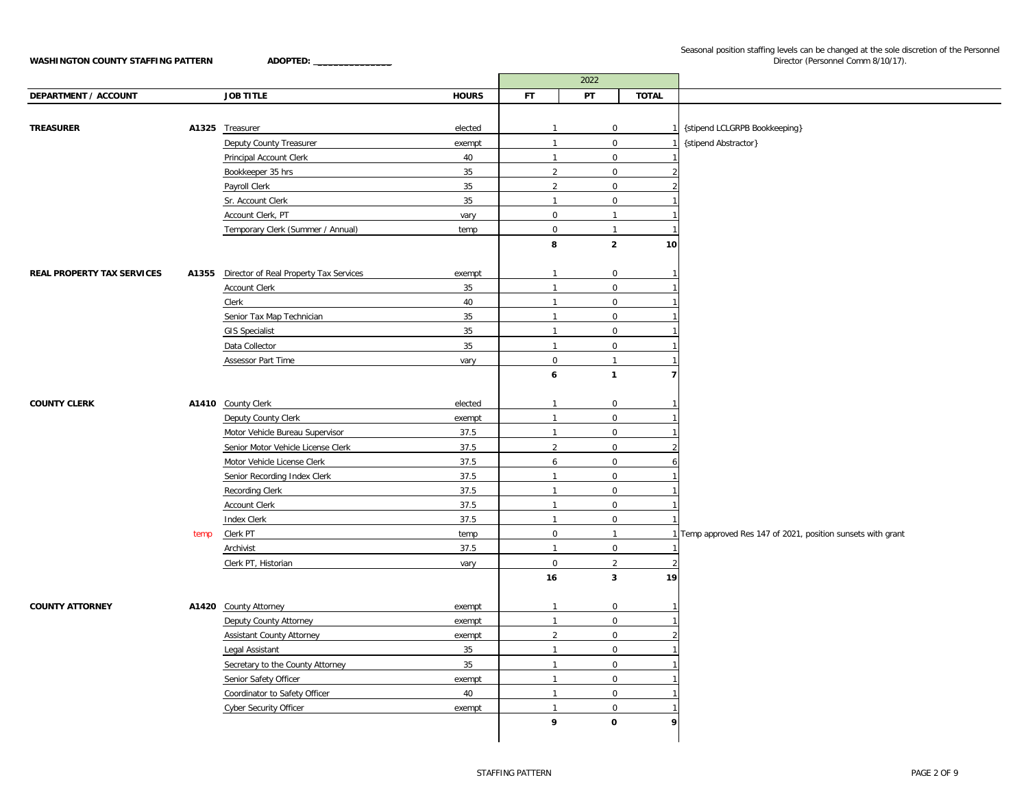**WASHINGTON COUNTY STAFFING PATTERN** **ADOPTED: _______________**

Seasonal position staffing levels can be changed at the sole discretion of the Personnel Director (Personnel Comm 8/10/17).

| DEPARTMENT / ACCOUNT | | JOB TITLE | HOURS | 2022 FT | 2022 PT | 2022 TOTAL | |
|---|---|---|---|---|---|---|---|
| **TREASURER** | **A1325** | Treasurer | elected | 1 | 0 | 1 | {stipend LCLGRPB Bookkeeping} |
| | | Deputy County Treasurer | exempt | 1 | 0 | 1 | {stipend Abstractor} |
| | | Principal Account Clerk | 40 | 1 | 0 | 1 | |
| | | Bookkeeper 35 hrs | 35 | 2 | 0 | 2 | |
| | | Payroll Clerk | 35 | 2 | 0 | 2 | |
| | | Sr. Account Clerk | 35 | 1 | 0 | 1 | |
| | | Account Clerk, PT | vary | 0 | 1 | 1 | |
| | | Temporary Clerk (Summer / Annual) | temp | 0 | 1 | 1 | |
| | | | | **8** | **2** | **10** | |
| **REAL PROPERTY TAX SERVICES** | **A1355** | Director of Real Property Tax Services | exempt | 1 | 0 | 1 | |
| | | Account Clerk | 35 | 1 | 0 | 1 | |
| | | Clerk | 40 | 1 | 0 | 1 | |
| | | Senior Tax Map Technician | 35 | 1 | 0 | 1 | |
| | | GIS Specialist | 35 | 1 | 0 | 1 | |
| | | Data Collector | 35 | 1 | 0 | 1 | |
| | | Assessor Part Time | vary | 0 | 1 | 1 | |
| | | | | **6** | **1** | **7** | |
| **COUNTY CLERK** | **A1410** | County Clerk | elected | 1 | 0 | 1 | |
| | | Deputy County Clerk | exempt | 1 | 0 | 1 | |
| | | Motor Vehicle Bureau Supervisor | 37.5 | 1 | 0 | 1 | |
| | | Senior Motor Vehicle License Clerk | 37.5 | 2 | 0 | 2 | |
| | | Motor Vehicle License Clerk | 37.5 | 6 | 0 | 6 | |
| | | Senior Recording Index Clerk | 37.5 | 1 | 0 | 1 | |
| | | Recording Clerk | 37.5 | 1 | 0 | 1 | |
| | | Account Clerk | 37.5 | 1 | 0 | 1 | |
| | | Index Clerk | 37.5 | 1 | 0 | 1 | |
| | temp | Clerk PT | temp | 0 | 1 | 1 | Temp approved Res 147 of 2021, position sunsets with grant |
| | | Archivist | 37.5 | 1 | 0 | 1 | |
| | | Clerk PT, Historian | vary | 0 | 2 | 2 | |
| | | | | **16** | **3** | **19** | |
| **COUNTY ATTORNEY** | **A1420** | County Attorney | exempt | 1 | 0 | 1 | |
| | | Deputy County Attorney | exempt | 1 | 0 | 1 | |
| | | Assistant County Attorney | exempt | 2 | 0 | 2 | |
| | | Legal Assistant | 35 | 1 | 0 | 1 | |
| | | Secretary to the County Attorney | 35 | 1 | 0 | 1 | |
| | | Senior Safety Officer | exempt | 1 | 0 | 1 | |
| | | Coordinator to Safety Officer | 40 | 1 | 0 | 1 | |
| | | Cyber Security Officer | exempt | 1 | 0 | 1 | |
| | | | | **9** | **0** | **9** | |

STAFFING PATTERN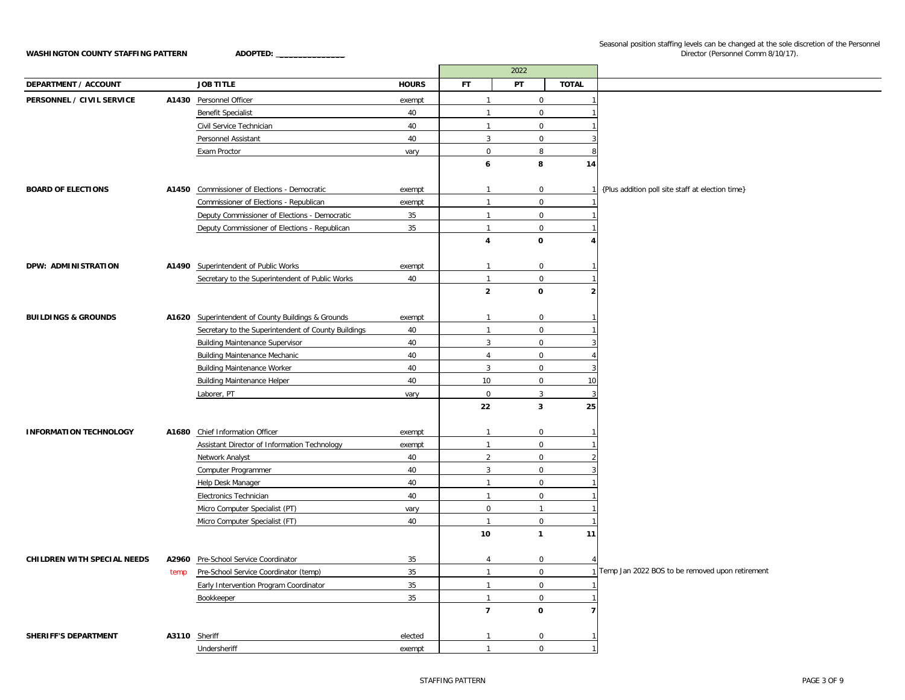**WASHINGTON COUNTY STAFFING PATTERN** **ADOPTED: _______________**

Seasonal position staffing levels can be changed at the sole discretion of the Personnel Director (Personnel Comm 8/10/17).

| DEPARTMENT / ACCOUNT | | JOB TITLE | HOURS | 2022 FT | 2022 PT | 2022 TOTAL | |
|---|---|---|---|---|---|---|---|
| **PERSONNEL / CIVIL SERVICE** | **A1430** | Personnel Officer | exempt | 1 | 0 | 1 | |
| | | Benefit Specialist | 40 | 1 | 0 | 1 | |
| | | Civil Service Technician | 40 | 1 | 0 | 1 | |
| | | Personnel Assistant | 40 | 3 | 0 | 3 | |
| | | Exam Proctor | vary | 0 | 8 | 8 | |
| | | | | **6** | **8** | **14** | |
| **BOARD OF ELECTIONS** | **A1450** | Commissioner of Elections - Democratic | exempt | 1 | 0 | 1 | {Plus addition poll site staff at election time} |
| | | Commissioner of Elections - Republican | exempt | 1 | 0 | 1 | |
| | | Deputy Commissioner of Elections - Democratic | 35 | 1 | 0 | 1 | |
| | | Deputy Commissioner of Elections - Republican | 35 | 1 | 0 | 1 | |
| | | | | **4** | **0** | **4** | |
| **DPW: ADMINISTRATION** | **A1490** | Superintendent of Public Works | exempt | 1 | 0 | 1 | |
| | | Secretary to the Superintendent of Public Works | 40 | 1 | 0 | 1 | |
| | | | | **2** | **0** | **2** | |
| **BUILDINGS & GROUNDS** | **A1620** | Superintendent of County Buildings & Grounds | exempt | 1 | 0 | 1 | |
| | | Secretary to the Superintendent of County Buildings | 40 | 1 | 0 | 1 | |
| | | Building Maintenance Supervisor | 40 | 3 | 0 | 3 | |
| | | Building Maintenance Mechanic | 40 | 4 | 0 | 4 | |
| | | Building Maintenance Worker | 40 | 3 | 0 | 3 | |
| | | Building Maintenance Helper | 40 | 10 | 0 | 10 | |
| | | Laborer, PT | vary | 0 | 3 | 3 | |
| | | | | **22** | **3** | **25** | |
| **INFORMATION TECHNOLOGY** | **A1680** | Chief Information Officer | exempt | 1 | 0 | 1 | |
| | | Assistant Director of Information Technology | exempt | 1 | 0 | 1 | |
| | | Network Analyst | 40 | 2 | 0 | 2 | |
| | | Computer Programmer | 40 | 3 | 0 | 3 | |
| | | Help Desk Manager | 40 | 1 | 0 | 1 | |
| | | Electronics Technician | 40 | 1 | 0 | 1 | |
| | | Micro Computer Specialist (PT) | vary | 0 | 1 | 1 | |
| | | Micro Computer Specialist (FT) | 40 | 1 | 0 | 1 | |
| | | | | **10** | **1** | **11** | |
| **CHILDREN WITH SPECIAL NEEDS** | **A2960** | Pre-School Service Coordinator | 35 | 4 | 0 | 4 | |
| | temp | Pre-School Service Coordinator (temp) | 35 | 1 | 0 | 1 | Temp Jan 2022 BOS to be removed upon retirement |
| | | Early Intervention Program Coordinator | 35 | 1 | 0 | 1 | |
| | | Bookkeeper | 35 | 1 | 0 | 1 | |
| | | | | **7** | **0** | **7** | |
| **SHERIFF'S DEPARTMENT** | **A3110** | Sheriff | elected | 1 | 0 | 1 | |
| | | Undersheriff | exempt | 1 | 0 | 1 | |

STAFFING PATTERN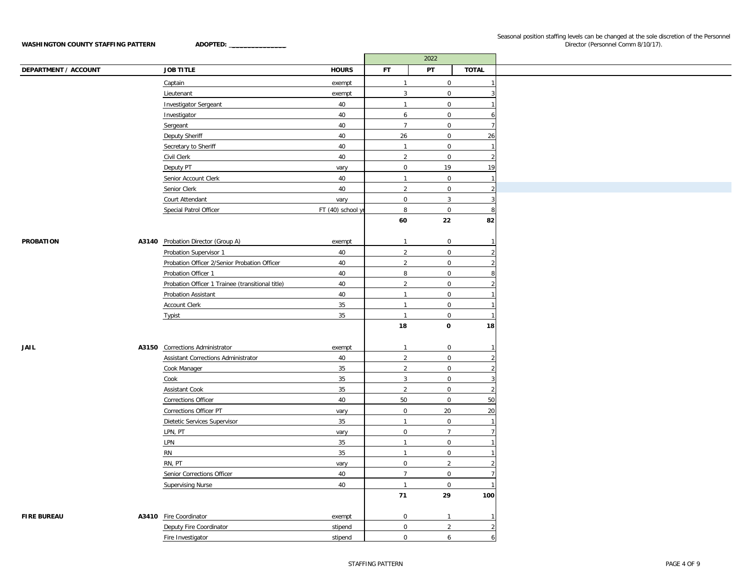**WASHINGTON COUNTY STAFFING PATTERN** **ADOPTED: _______________**

Seasonal position staffing levels can be changed at the sole discretion of the Personnel Director (Personnel Comm 8/10/17).

| DEPARTMENT / ACCOUNT | | JOB TITLE | HOURS | 2022 FT | 2022 PT | 2022 TOTAL |
|---|---|---|---|---|---|---|
| | | Captain | exempt | 1 | 0 | 1 |
| | | Lieutenant | exempt | 3 | 0 | 3 |
| | | Investigator Sergeant | 40 | 1 | 0 | 1 |
| | | Investigator | 40 | 6 | 0 | 6 |
| | | Sergeant | 40 | 7 | 0 | 7 |
| | | Deputy Sheriff | 40 | 26 | 0 | 26 |
| | | Secretary to Sheriff | 40 | 1 | 0 | 1 |
| | | Civil Clerk | 40 | 2 | 0 | 2 |
| | | Deputy PT | vary | 0 | 19 | 19 |
| | | Senior Account Clerk | 40 | 1 | 0 | 1 |
| | | Senior Clerk | 40 | 2 | 0 | 2 |
| | | Court Attendant | vary | 0 | 3 | 3 |
| | | Special Patrol Officer | FT (40) school yr | 8 | 0 | 8 |
| | | | | **60** | **22** | **82** |
| **PROBATION** | **A3140** | Probation Director (Group A) | exempt | 1 | 0 | 1 |
| | | Probation Supervisor 1 | 40 | 2 | 0 | 2 |
| | | Probation Officer 2/Senior Probation Officer | 40 | 2 | 0 | 2 |
| | | Probation Officer 1 | 40 | 8 | 0 | 8 |
| | | Probation Officer 1 Trainee (transitional title) | 40 | 2 | 0 | 2 |
| | | Probation Assistant | 40 | 1 | 0 | 1 |
| | | Account Clerk | 35 | 1 | 0 | 1 |
| | | Typist | 35 | 1 | 0 | 1 |
| | | | | **18** | **0** | **18** |
| **JAIL** | **A3150** | Corrections Administrator | exempt | 1 | 0 | 1 |
| | | Assistant Corrections Administrator | 40 | 2 | 0 | 2 |
| | | Cook Manager | 35 | 2 | 0 | 2 |
| | | Cook | 35 | 3 | 0 | 3 |
| | | Assistant Cook | 35 | 2 | 0 | 2 |
| | | Corrections Officer | 40 | 50 | 0 | 50 |
| | | Corrections Officer PT | vary | 0 | 20 | 20 |
| | | Dietetic Services Supervisor | 35 | 1 | 0 | 1 |
| | | LPN, PT | vary | 0 | 7 | 7 |
| | | LPN | 35 | 1 | 0 | 1 |
| | | RN | 35 | 1 | 0 | 1 |
| | | RN, PT | vary | 0 | 2 | 2 |
| | | Senior Corrections Officer | 40 | 7 | 0 | 7 |
| | | Supervising Nurse | 40 | 1 | 0 | 1 |
| | | | | **71** | **29** | **100** |
| **FIRE BUREAU** | **A3410** | Fire Coordinator | exempt | 0 | 1 | 1 |
| | | Deputy Fire Coordinator | stipend | 0 | 2 | 2 |
| | | Fire Investigator | stipend | 0 | 6 | 6 |

STAFFING PATTERN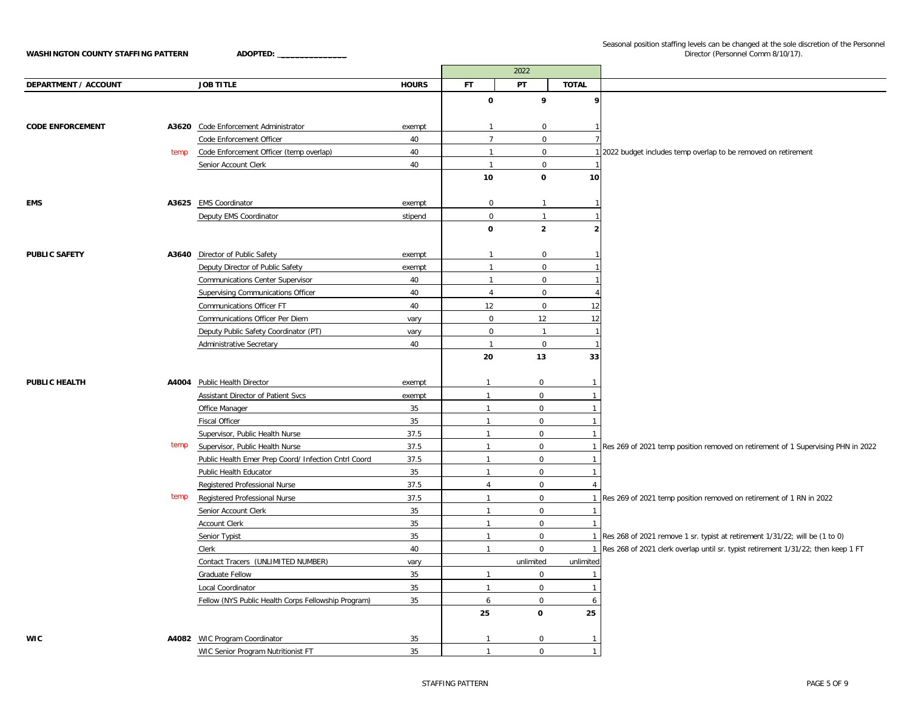**WASHINGTON COUNTY STAFFING PATTERN** **ADOPTED: _______________**

Seasonal position staffing levels can be changed at the sole discretion of the Personnel Director (Personnel Comm 8/10/17).

| DEPARTMENT / ACCOUNT | | JOB TITLE | HOURS | 2022 FT | 2022 PT | 2022 TOTAL | |
|---|---|---|---|---|---|---|---|
| | | | | **0** | **9** | **9** | |
| **CODE ENFORCEMENT** | **A3620** | Code Enforcement Administrator | exempt | 1 | 0 | 1 | |
| | | Code Enforcement Officer | 40 | 7 | 0 | 7 | |
| | temp | Code Enforcement Officer (temp overlap) | 40 | 1 | 0 | 1 | 2022 budget includes temp overlap to be removed on retirement |
| | | Senior Account Clerk | 40 | 1 | 0 | 1 | |
| | | | | **10** | **0** | **10** | |
| **EMS** | **A3625** | EMS Coordinator | exempt | 0 | 1 | 1 | |
| | | Deputy EMS Coordinator | stipend | 0 | 1 | 1 | |
| | | | | **0** | **2** | **2** | |
| **PUBLIC SAFETY** | **A3640** | Director of Public Safety | exempt | 1 | 0 | 1 | |
| | | Deputy Director of Public Safety | exempt | 1 | 0 | 1 | |
| | | Communications Center Supervisor | 40 | 1 | 0 | 1 | |
| | | Supervising Communications Officer | 40 | 4 | 0 | 4 | |
| | | Communications Officer FT | 40 | 12 | 0 | 12 | |
| | | Communications Officer Per Diem | vary | 0 | 12 | 12 | |
| | | Deputy Public Safety Coordinator (PT) | vary | 0 | 1 | 1 | |
| | | Administrative Secretary | 40 | 1 | 0 | 1 | |
| | | | | **20** | **13** | **33** | |
| **PUBLIC HEALTH** | **A4004** | Public Health Director | exempt | 1 | 0 | 1 | |
| | | Assistant Director of Patient Svcs | exempt | 1 | 0 | 1 | |
| | | Office Manager | 35 | 1 | 0 | 1 | |
| | | Fiscal Officer | 35 | 1 | 0 | 1 | |
| | | Supervisor, Public Health Nurse | 37.5 | 1 | 0 | 1 | |
| | temp | Supervisor, Public Health Nurse | 37.5 | 1 | 0 | 1 | Res 269 of 2021 temp position removed on retirement of 1 Supervising PHN in 2022 |
| | | Public Health Emer Prep Coord/ Infection Cntrl Coord | 37.5 | 1 | 0 | 1 | |
| | | Public Health Educator | 35 | 1 | 0 | 1 | |
| | | Registered Professional Nurse | 37.5 | 4 | 0 | 4 | |
| | temp | Registered Professional Nurse | 37.5 | 1 | 0 | 1 | Res 269 of 2021 temp position removed on retirement of 1 RN in 2022 |
| | | Senior Account Clerk | 35 | 1 | 0 | 1 | |
| | | Account Clerk | 35 | 1 | 0 | 1 | |
| | | Senior Typist | 35 | 1 | 0 | 1 | Res 268 of 2021 remove 1 sr. typist at retirement 1/31/22; will be (1 to 0) |
| | | Clerk | 40 | 1 | 0 | 1 | Res 268 of 2021 clerk overlap until sr. typist retirement 1/31/22; then keep 1 FT |
| | | Contact Tracers (UNLIMITED NUMBER) | vary | | unlimited | unlimited | |
| | | Graduate Fellow | 35 | 1 | 0 | 1 | |
| | | Local Coordinator | 35 | 1 | 0 | 1 | |
| | | Fellow (NYS Public Health Corps Fellowship Program) | 35 | 6 | 0 | 6 | |
| | | | | **25** | **0** | **25** | |
| **WIC** | **A4082** | WIC Program Coordinator | 35 | 1 | 0 | 1 | |
| | | WIC Senior Program Nutritionist FT | 35 | 1 | 0 | 1 | |

STAFFING PATTERN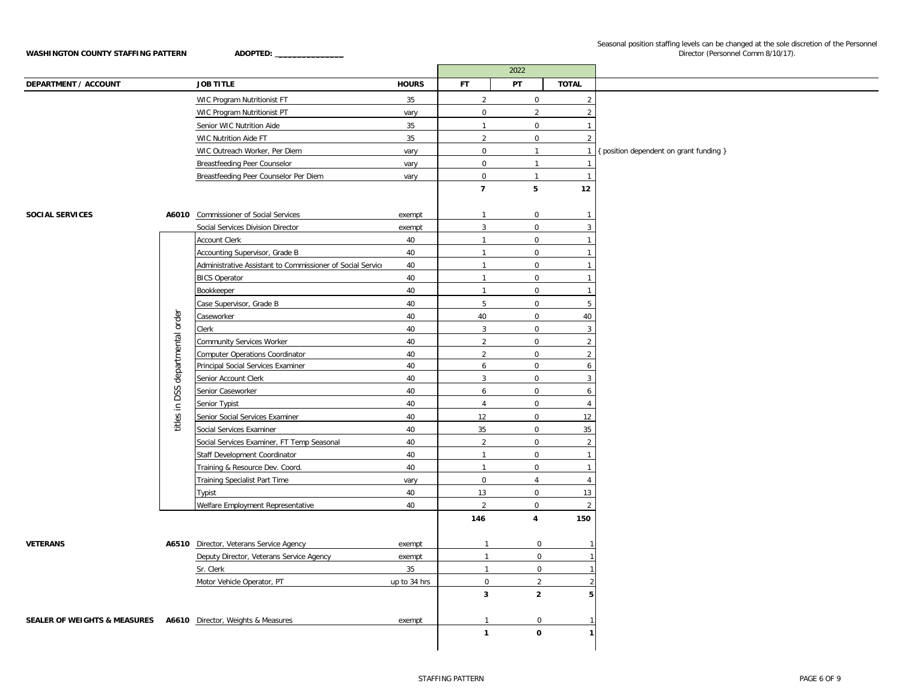**WASHINGTON COUNTY STAFFING PATTERN** **ADOPTED: _______________**

Seasonal position staffing levels can be changed at the sole discretion of the Personnel Director (Personnel Comm 8/10/17).

| DEPARTMENT / ACCOUNT | | JOB TITLE | HOURS | 2022 FT | 2022 PT | 2022 TOTAL | |
|---|---|---|---|---|---|---|---|
| | | WIC Program Nutritionist FT | 35 | 2 | 0 | 2 | |
| | | WIC Program Nutritionist PT | vary | 0 | 2 | 2 | |
| | | Senior WIC Nutrition Aide | 35 | 1 | 0 | 1 | |
| | | WIC Nutrition Aide FT | 35 | 2 | 0 | 2 | |
| | | WIC Outreach Worker, Per Diem | vary | 0 | 1 | 1 | { position dependent on grant funding } |
| | | Breastfeeding Peer Counselor | vary | 0 | 1 | 1 | |
| | | Breastfeeding Peer Counselor Per Diem | vary | 0 | 1 | 1 | |
| | | | | **7** | **5** | **12** | |
| **SOCIAL SERVICES** | **A6010** | Commissioner of Social Services | exempt | 1 | 0 | 1 | |
| | | Social Services Division Director | exempt | 3 | 0 | 3 | |
| | titles in DSS departmental order | Account Clerk | 40 | 1 | 0 | 1 | |
| | | Accounting Supervisor, Grade B | 40 | 1 | 0 | 1 | |
| | | Administrative Assistant to Commissioner of Social Service | 40 | 1 | 0 | 1 | |
| | | BICS Operator | 40 | 1 | 0 | 1 | |
| | | Bookkeeper | 40 | 1 | 0 | 1 | |
| | | Case Supervisor, Grade B | 40 | 5 | 0 | 5 | |
| | | Caseworker | 40 | 40 | 0 | 40 | |
| | | Clerk | 40 | 3 | 0 | 3 | |
| | | Community Services Worker | 40 | 2 | 0 | 2 | |
| | | Computer Operations Coordinator | 40 | 2 | 0 | 2 | |
| | | Principal Social Services Examiner | 40 | 6 | 0 | 6 | |
| | | Senior Account Clerk | 40 | 3 | 0 | 3 | |
| | | Senior Caseworker | 40 | 6 | 0 | 6 | |
| | | Senior Typist | 40 | 4 | 0 | 4 | |
| | | Senior Social Services Examiner | 40 | 12 | 0 | 12 | |
| | | Social Services Examiner | 40 | 35 | 0 | 35 | |
| | | Social Services Examiner, FT Temp Seasonal | 40 | 2 | 0 | 2 | |
| | | Staff Development Coordinator | 40 | 1 | 0 | 1 | |
| | | Training & Resource Dev. Coord. | 40 | 1 | 0 | 1 | |
| | | Training Specialist Part Time | vary | 0 | 4 | 4 | |
| | | Typist | 40 | 13 | 0 | 13 | |
| | | Welfare Employment Representative | 40 | 2 | 0 | 2 | |
| | | | | **146** | **4** | **150** | |
| **VETERANS** | **A6510** | Director, Veterans Service Agency | exempt | 1 | 0 | 1 | |
| | | Deputy Director, Veterans Service Agency | exempt | 1 | 0 | 1 | |
| | | Sr. Clerk | 35 | 1 | 0 | 1 | |
| | | Motor Vehicle Operator, PT | up to 34 hrs | 0 | 2 | 2 | |
| | | | | **3** | **2** | **5** | |
| **SEALER OF WEIGHTS & MEASURES** | **A6610** | Director, Weights & Measures | exempt | 1 | 0 | 1 | |
| | | | | **1** | **0** | **1** | |

STAFFING PATTERN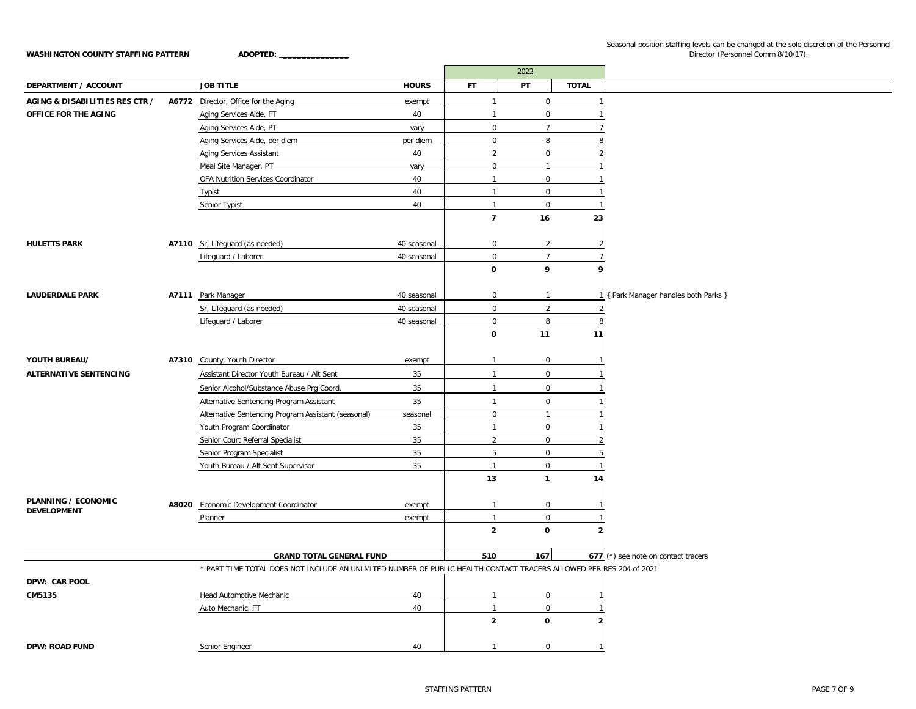**WASHINGTON COUNTY STAFFING PATTERN** **ADOPTED: _______________**

Seasonal position staffing levels can be changed at the sole discretion of the Personnel Director (Personnel Comm 8/10/17).

| DEPARTMENT / ACCOUNT | | JOB TITLE | HOURS | 2022 FT | 2022 PT | 2022 TOTAL | |
|---|---|---|---|---|---|---|---|
| **AGING & DISABILITIES RES CTR / OFFICE FOR THE AGING** | **A6772** | Director, Office for the Aging | exempt | 1 | 0 | 1 | |
| | | Aging Services Aide, FT | 40 | 1 | 0 | 1 | |
| | | Aging Services Aide, PT | vary | 0 | 7 | 7 | |
| | | Aging Services Aide, per diem | per diem | 0 | 8 | 8 | |
| | | Aging Services Assistant | 40 | 2 | 0 | 2 | |
| | | Meal Site Manager, PT | vary | 0 | 1 | 1 | |
| | | OFA Nutrition Services Coordinator | 40 | 1 | 0 | 1 | |
| | | Typist | 40 | 1 | 0 | 1 | |
| | | Senior Typist | 40 | 1 | 0 | 1 | |
| | | | | **7** | **16** | **23** | |
| **HULETTS PARK** | **A7110** | Sr, Lifeguard (as needed) | 40 seasonal | 0 | 2 | 2 | |
| | | Lifeguard / Laborer | 40 seasonal | 0 | 7 | 7 | |
| | | | | **0** | **9** | **9** | |
| **LAUDERDALE PARK** | **A7111** | Park Manager | 40 seasonal | 0 | 1 | 1 | { Park Manager handles both Parks } |
| | | Sr, Lifeguard (as needed) | 40 seasonal | 0 | 2 | 2 | |
| | | Lifeguard / Laborer | 40 seasonal | 0 | 8 | 8 | |
| | | | | **0** | **11** | **11** | |
| **YOUTH BUREAU/ ALTERNATIVE SENTENCING** | **A7310** | County, Youth Director | exempt | 1 | 0 | 1 | |
| | | Assistant Director Youth Bureau / Alt Sent | 35 | 1 | 0 | 1 | |
| | | Senior Alcohol/Substance Abuse Prg Coord. | 35 | 1 | 0 | 1 | |
| | | Alternative Sentencing Program Assistant | 35 | 1 | 0 | 1 | |
| | | Alternative Sentencing Program Assistant (seasonal) | seasonal | 0 | 1 | 1 | |
| | | Youth Program Coordinator | 35 | 1 | 0 | 1 | |
| | | Senior Court Referral Specialist | 35 | 2 | 0 | 2 | |
| | | Senior Program Specialist | 35 | 5 | 0 | 5 | |
| | | Youth Bureau / Alt Sent Supervisor | 35 | 1 | 0 | 1 | |
| | | | | **13** | **1** | **14** | |
| **PLANNING / ECONOMIC DEVELOPMENT** | **A8020** | Economic Development Coordinator | exempt | 1 | 0 | 1 | |
| | | Planner | exempt | 1 | 0 | 1 | |
| | | | | **2** | **0** | **2** | |
| | | **GRAND TOTAL GENERAL FUND** | | **510** | **167** | **677** | (*) see note on contact tracers |

* PART TIME TOTAL DOES NOT INCLUDE AN UNLMITED NUMBER OF PUBLIC HEALTH CONTACT TRACERS ALLOWED PER RES 204 of 2021

| DEPARTMENT / ACCOUNT | | JOB TITLE | HOURS | FT | PT | TOTAL |
|---|---|---|---|---|---|---|
| **DPW: CAR POOL CM5135** | | Head Automotive Mechanic | 40 | 1 | 0 | 1 |
| | | Auto Mechanic, FT | 40 | 1 | 0 | 1 |
| | | | | **2** | **0** | **2** |
| **DPW: ROAD FUND** | | Senior Engineer | 40 | 1 | 0 | 1 |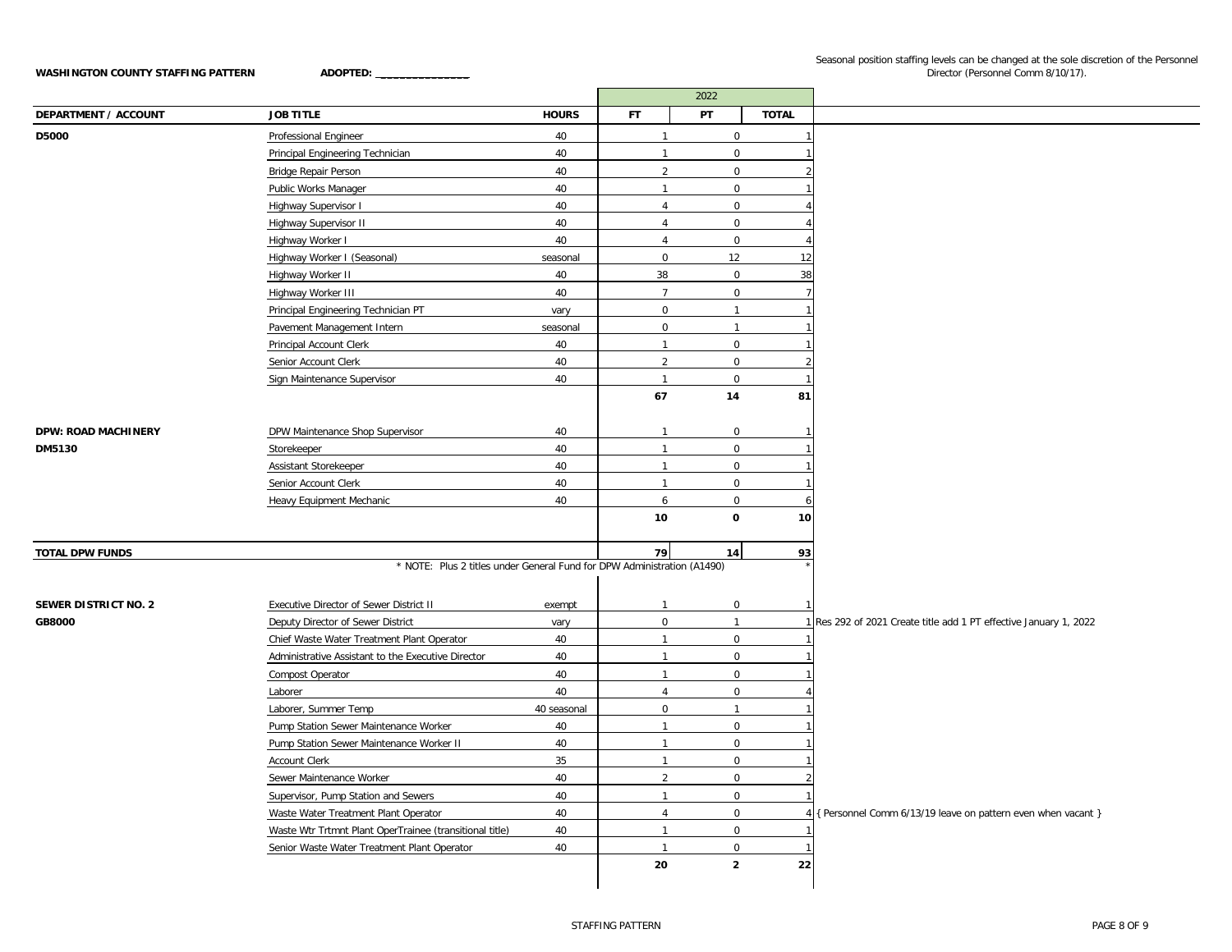**WASHINGTON COUNTY STAFFING PATTERN** **ADOPTED: _______________**

Seasonal position staffing levels can be changed at the sole discretion of the Personnel Director (Personnel Comm 8/10/17).

| DEPARTMENT / ACCOUNT | JOB TITLE | HOURS | 2022 FT | 2022 PT | 2022 TOTAL | |
|---|---|---|---|---|---|---|
| D5000 | Professional Engineer | 40 | 1 | 0 | 1 | |
| | Principal Engineering Technician | 40 | 1 | 0 | 1 | |
| | Bridge Repair Person | 40 | 2 | 0 | 2 | |
| | Public Works Manager | 40 | 1 | 0 | 1 | |
| | Highway Supervisor I | 40 | 4 | 0 | 4 | |
| | Highway Supervisor II | 40 | 4 | 0 | 4 | |
| | Highway Worker I | 40 | 4 | 0 | 4 | |
| | Highway Worker I (Seasonal) | seasonal | 0 | 12 | 12 | |
| | Highway Worker II | 40 | 38 | 0 | 38 | |
| | Highway Worker III | 40 | 7 | 0 | 7 | |
| | Principal Engineering Technician PT | vary | 0 | 1 | 1 | |
| | Pavement Management Intern | seasonal | 0 | 1 | 1 | |
| | Principal Account Clerk | 40 | 1 | 0 | 1 | |
| | Senior Account Clerk | 40 | 2 | 0 | 2 | |
| | Sign Maintenance Supervisor | 40 | 1 | 0 | 1 | |
| | | | **67** | **14** | **81** | |
| **DPW: ROAD MACHINERY** | DPW Maintenance Shop Supervisor | 40 | 1 | 0 | 1 | |
| **DM5130** | Storekeeper | 40 | 1 | 0 | 1 | |
| | Assistant Storekeeper | 40 | 1 | 0 | 1 | |
| | Senior Account Clerk | 40 | 1 | 0 | 1 | |
| | Heavy Equipment Mechanic | 40 | 6 | 0 | 6 | |
| | | | **10** | **0** | **10** | |
| **TOTAL DPW FUNDS** | | | **79** | **14** | **93** | |
| | * NOTE: Plus 2 titles under General Fund for DPW Administration (A1490) | | | | * | |
| **SEWER DISTRICT NO. 2** | Executive Director of Sewer District II | exempt | 1 | 0 | 1 | |
| **GB8000** | Deputy Director of Sewer District | vary | 0 | 1 | 1 | Res 292 of 2021 Create title add 1 PT effective January 1, 2022 |
| | Chief Waste Water Treatment Plant Operator | 40 | 1 | 0 | 1 | |
| | Administrative Assistant to the Executive Director | 40 | 1 | 0 | 1 | |
| | Compost Operator | 40 | 1 | 0 | 1 | |
| | Laborer | 40 | 4 | 0 | 4 | |
| | Laborer, Summer Temp | 40 seasonal | 0 | 1 | 1 | |
| | Pump Station Sewer Maintenance Worker | 40 | 1 | 0 | 1 | |
| | Pump Station Sewer Maintenance Worker II | 40 | 1 | 0 | 1 | |
| | Account Clerk | 35 | 1 | 0 | 1 | |
| | Sewer Maintenance Worker | 40 | 2 | 0 | 2 | |
| | Supervisor, Pump Station and Sewers | 40 | 1 | 0 | 1 | |
| | Waste Water Treatment Plant Operator | 40 | 4 | 0 | 4 | { Personnel Comm 6/13/19 leave on pattern even when vacant } |
| | Waste Wtr Trtmnt Plant OperTrainee (transitional title) | 40 | 1 | 0 | 1 | |
| | Senior Waste Water Treatment Plant Operator | 40 | 1 | 0 | 1 | |
| | | | **20** | **2** | **22** | |

STAFFING PATTERN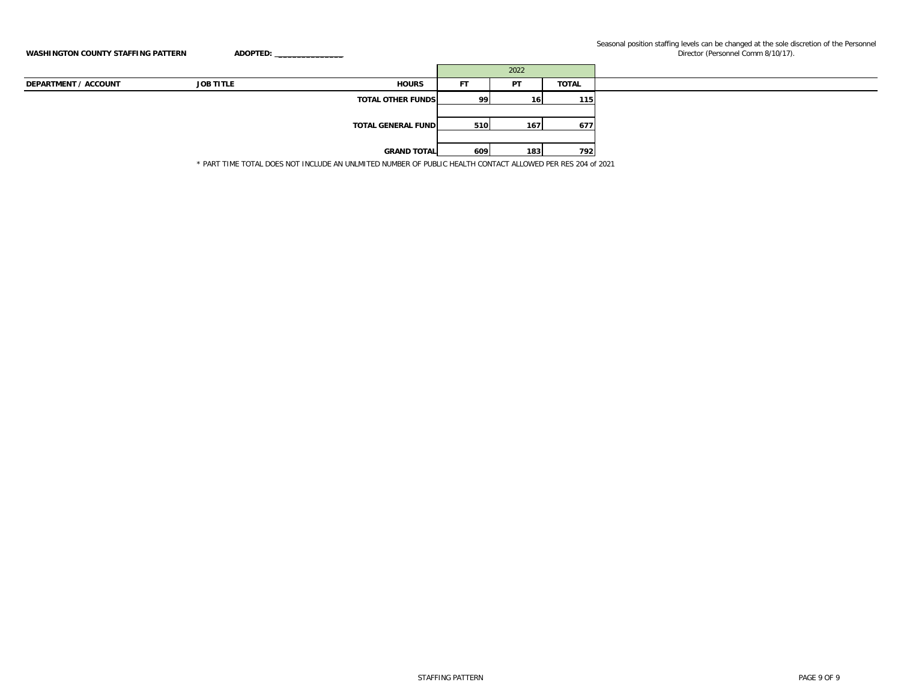**WASHINGTON COUNTY STAFFING PATTERN** **ADOPTED: _______________**

Seasonal position staffing levels can be changed at the sole discretion of the Personnel Director (Personnel Comm 8/10/17).

| | | | 2022 | | |
|---|---|---|---|---|---|
| **DEPARTMENT / ACCOUNT** | **JOB TITLE** | **HOURS** | **FT** | **PT** | **TOTAL** |
| | | **TOTAL OTHER FUNDS** | **99** | **16** | **115** |
| | | **TOTAL GENERAL FUND** | **510** | **167** | **677** |
| | | **GRAND TOTAL** | **609** | **183** | **792** |

* PART TIME TOTAL DOES NOT INCLUDE AN UNLMITED NUMBER OF PUBLIC HEALTH CONTACT ALLOWED PER RES 204 of 2021